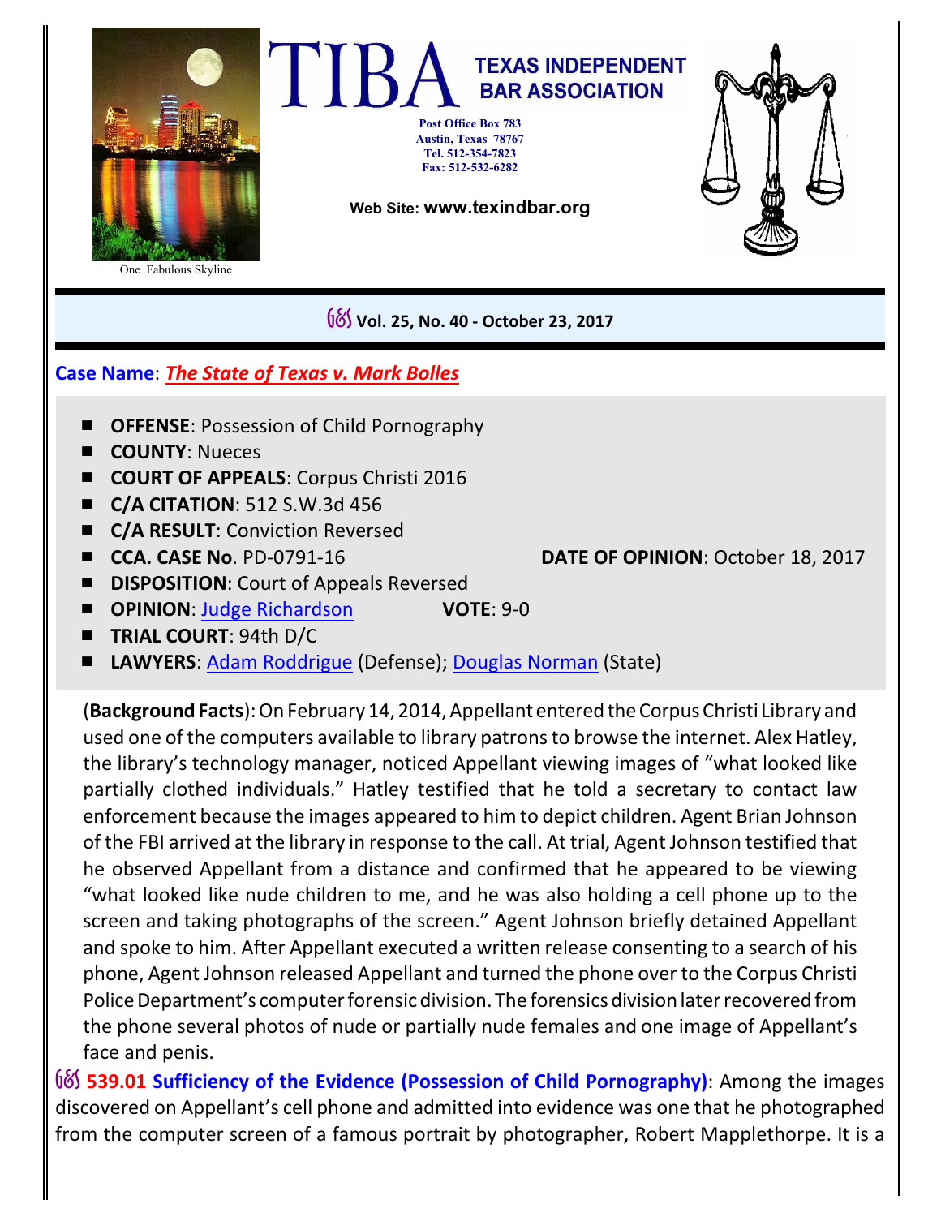# TIBA TEXAS INDEPENDENT BAR ASSOCIATION

Post Office Box 783
Austin, Texas 78767
Tel. 512-354-7823
Fax: 512-532-6282

Web Site: **www.texindbar.org**

One Fabulous Skyline

**Vol. 25, No. 40 - October 23, 2017**

## Case Name: *The State of Texas v. Mark Bolles*

- **OFFENSE**: Possession of Child Pornography
- **COUNTY**: Nueces
- **COURT OF APPEALS**: Corpus Christi 2016
- **C/A CITATION**: 512 S.W.3d 456
- **C/A RESULT**: Conviction Reversed
- **CCA. CASE No**. PD-0791-16 **DATE OF OPINION**: October 18, 2017
- **DISPOSITION**: Court of Appeals Reversed
- **OPINION**: Judge Richardson **VOTE**: 9-0
- **TRIAL COURT**: 94th D/C
- **LAWYERS**: Adam Roddrigue (Defense); Douglas Norman (State)

(**Background Facts**): On February 14, 2014, Appellant entered the Corpus Christi Library and used one of the computers available to library patrons to browse the internet. Alex Hatley, the library's technology manager, noticed Appellant viewing images of "what looked like partially clothed individuals." Hatley testified that he told a secretary to contact law enforcement because the images appeared to him to depict children. Agent Brian Johnson of the FBI arrived at the library in response to the call. At trial, Agent Johnson testified that he observed Appellant from a distance and confirmed that he appeared to be viewing "what looked like nude children to me, and he was also holding a cell phone up to the screen and taking photographs of the screen." Agent Johnson briefly detained Appellant and spoke to him. After Appellant executed a written release consenting to a search of his phone, Agent Johnson released Appellant and turned the phone over to the Corpus Christi Police Department's computer forensic division. The forensics division later recovered from the phone several photos of nude or partially nude females and one image of Appellant's face and penis.

**539.01 Sufficiency of the Evidence (Possession of Child Pornography)**: Among the images discovered on Appellant's cell phone and admitted into evidence was one that he photographed from the computer screen of a famous portrait by photographer, Robert Mapplethorpe. It is a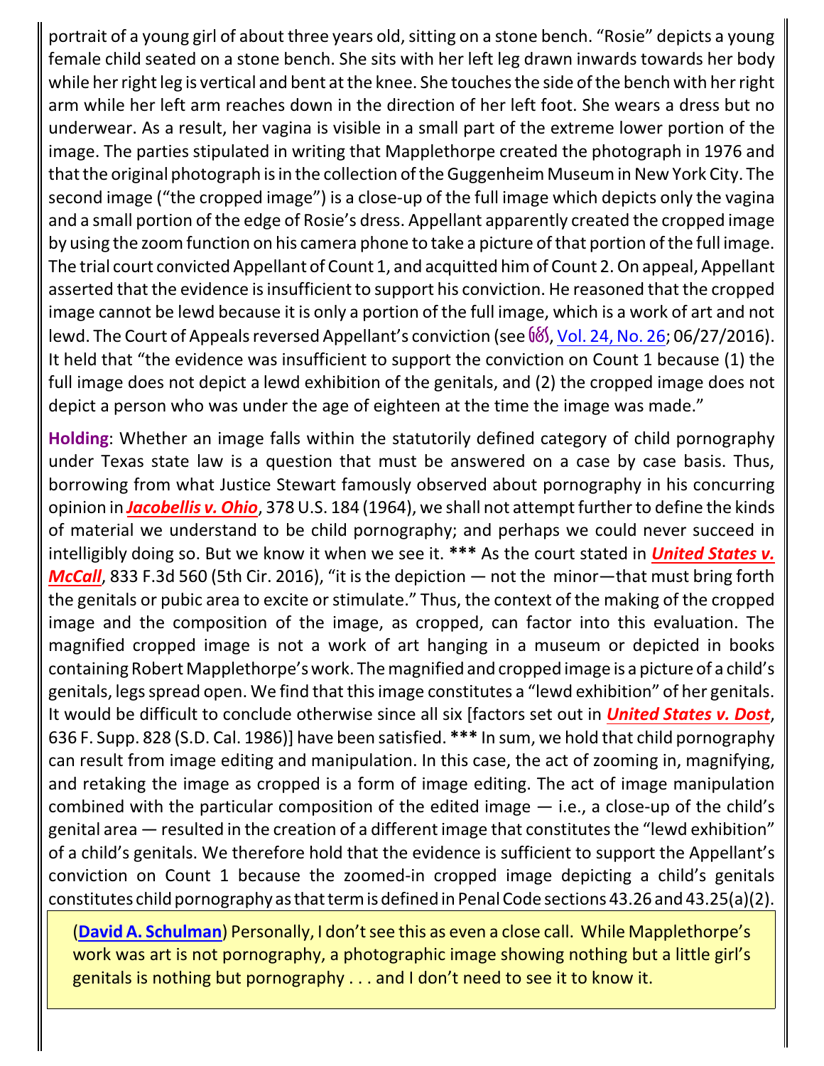portrait of a young girl of about three years old, sitting on a stone bench. "Rosie" depicts a young female child seated on a stone bench. She sits with her left leg drawn inwards towards her body while her right leg is vertical and bent at the knee. She touches the side of the bench with her right arm while her left arm reaches down in the direction of her left foot. She wears a dress but no underwear. As a result, her vagina is visible in a small part of the extreme lower portion of the image. The parties stipulated in writing that Mapplethorpe created the photograph in 1976 and that the original photograph is in the collection of the Guggenheim Museum in New York City. The second image ("the cropped image") is a close-up of the full image which depicts only the vagina and a small portion of the edge of Rosie's dress. Appellant apparently created the cropped image by using the zoom function on his camera phone to take a picture of that portion of the full image. The trial court convicted Appellant of Count 1, and acquitted him of Count 2. On appeal, Appellant asserted that the evidence is insufficient to support his conviction. He reasoned that the cropped image cannot be lewd because it is only a portion of the full image, which is a work of art and not lewd. The Court of Appeals reversed Appellant's conviction (see [ʃꝺ], Vol. 24, No. 26; 06/27/2016). It held that "the evidence was insufficient to support the conviction on Count 1 because (1) the full image does not depict a lewd exhibition of the genitals, and (2) the cropped image does not depict a person who was under the age of eighteen at the time the image was made."

**Holding**: Whether an image falls within the statutorily defined category of child pornography under Texas state law is a question that must be answered on a case by case basis. Thus, borrowing from what Justice Stewart famously observed about pornography in his concurring opinion in ***Jacobellis v. Ohio***, 378 U.S. 184 (1964), we shall not attempt further to define the kinds of material we understand to be child pornography; and perhaps we could never succeed in intelligibly doing so. But we know it when we see it. **\*\*\*** As the court stated in ***United States v. McCall***, 833 F.3d 560 (5th Cir. 2016), "it is the depiction — not the minor—that must bring forth the genitals or pubic area to excite or stimulate." Thus, the context of the making of the cropped image and the composition of the image, as cropped, can factor into this evaluation. The magnified cropped image is not a work of art hanging in a museum or depicted in books containing Robert Mapplethorpe's work. The magnified and cropped image is a picture of a child's genitals, legs spread open. We find that this image constitutes a "lewd exhibition" of her genitals. It would be difficult to conclude otherwise since all six [factors set out in ***United States v. Dost***, 636 F. Supp. 828 (S.D. Cal. 1986)] have been satisfied. **\*\*\*** In sum, we hold that child pornography can result from image editing and manipulation. In this case, the act of zooming in, magnifying, and retaking the image as cropped is a form of image editing. The act of image manipulation combined with the particular composition of the edited image — i.e., a close-up of the child's genital area — resulted in the creation of a different image that constitutes the "lewd exhibition" of a child's genitals. We therefore hold that the evidence is sufficient to support the Appellant's conviction on Count 1 because the zoomed-in cropped image depicting a child's genitals constitutes child pornography as that term is defined in Penal Code sections 43.26 and 43.25(a)(2).

> (**David A. Schulman**) Personally, I don't see this as even a close call. While Mapplethorpe's work was art is not pornography, a photographic image showing nothing but a little girl's genitals is nothing but pornography . . . and I don't need to see it to know it.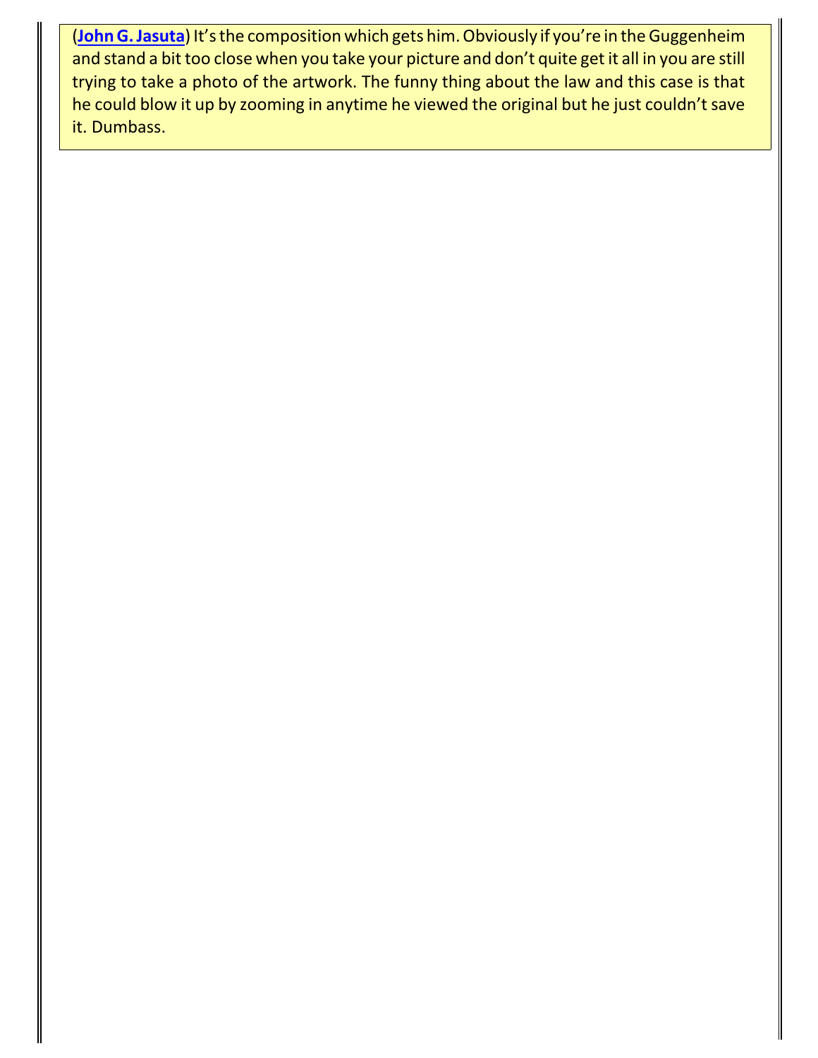(**John G. Jasuta**) It’s the composition which gets him. Obviously if you’re in the Guggenheim and stand a bit too close when you take your picture and don’t quite get it all in you are still trying to take a photo of the artwork. The funny thing about the law and this case is that he could blow it up by zooming in anytime he viewed the original but he just couldn’t save it. Dumbass.